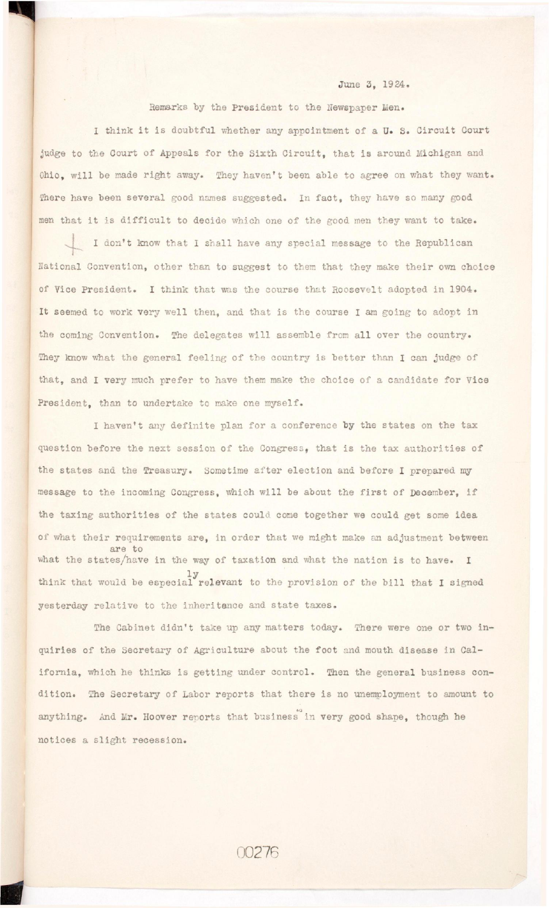June 3, 1924.

Remarks by the President to the Newspaper Men.

I think it is doubtful whether any appointment of a U. S. Circuit Court judge to the Court of Appeals for the Sixth Circuit, that is around Michigan and Ohio, will be made right away. They haven't been able to agree on what they want. There have been several good names suggested. In fact, they have so many good men that it is difficult to decide which one of the good men they want to take.

I don't know that I shall have any special message to the Republican National Convention, other than to suggest to them that they make their own choice of Vice President. I think that was the course that Roosevelt adopted in 1904. It seemed to work very well then, and that is the course I am going to adopt in the coming Convention. The delegates will assemble from all over the country. They know what the general feeling of the country is better than I can judge of that, and I very much prefer to have them make the choice of a candidate for Vice President, than to undertake to make one myself.

I haven't any definite plan for a conference by the states on the tax question before the next session of the Congress, that is the tax authorities of the states and the Treasury. Sometime after election and before I prepared my message to the incoming Congress, which will be about the first of December, if the taxing authorities of the states could come together we could get some idea of what their requirements are, in order that we might make an adjustment between what the states are to have in the way of taxation and what the nation is to have. I think that would be especially relevant to the provision of the bill that I signed yesterday relative to the inheritance and state taxes.

The Cabinet didn't take up any matters today. There were one or two inquiries of the Secretary of Agriculture about the foot and mouth disease in California, which he thinks is getting under control. Then the general business condition. The Secretary of Labor reports that there is no unemployment to amount to anything. And Mr. Hoover reports that business is in very good shape, though he notices a slight recession.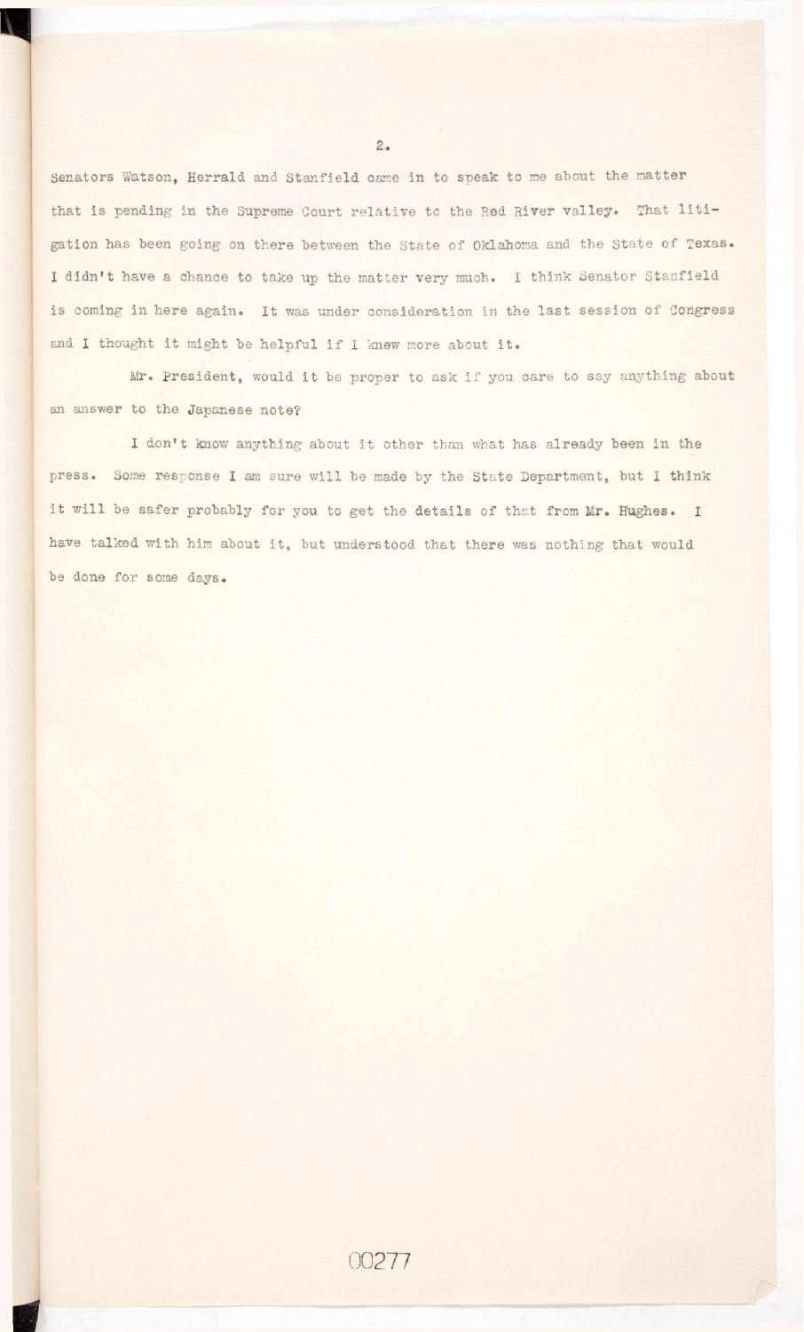Senators Watson, Herrald and Stanfield came in to speak to me about the matter that is pending in the Supreme Court relative to the Red River valley. That litigation has been going on there between the State of Oklahoma and the State of Texas. I didn't have a chance to take up the matter very much. I think Senator Stanfield is coming in here again. It was under consideration in the last session of Congress and I thought it might be helpful if I knew more about it.

Mr. President, would it be proper to ask if you care to say anything about an answer to the Japanese note?

I don't know anything about it other than what has already been in the press. Some response I am sure will be made by the State Department, but I think it will be safer probably for you to get the details of that from Mr. Hughes. I have talked with him about it, but understood that there was nothing that would be done for some days.

00277